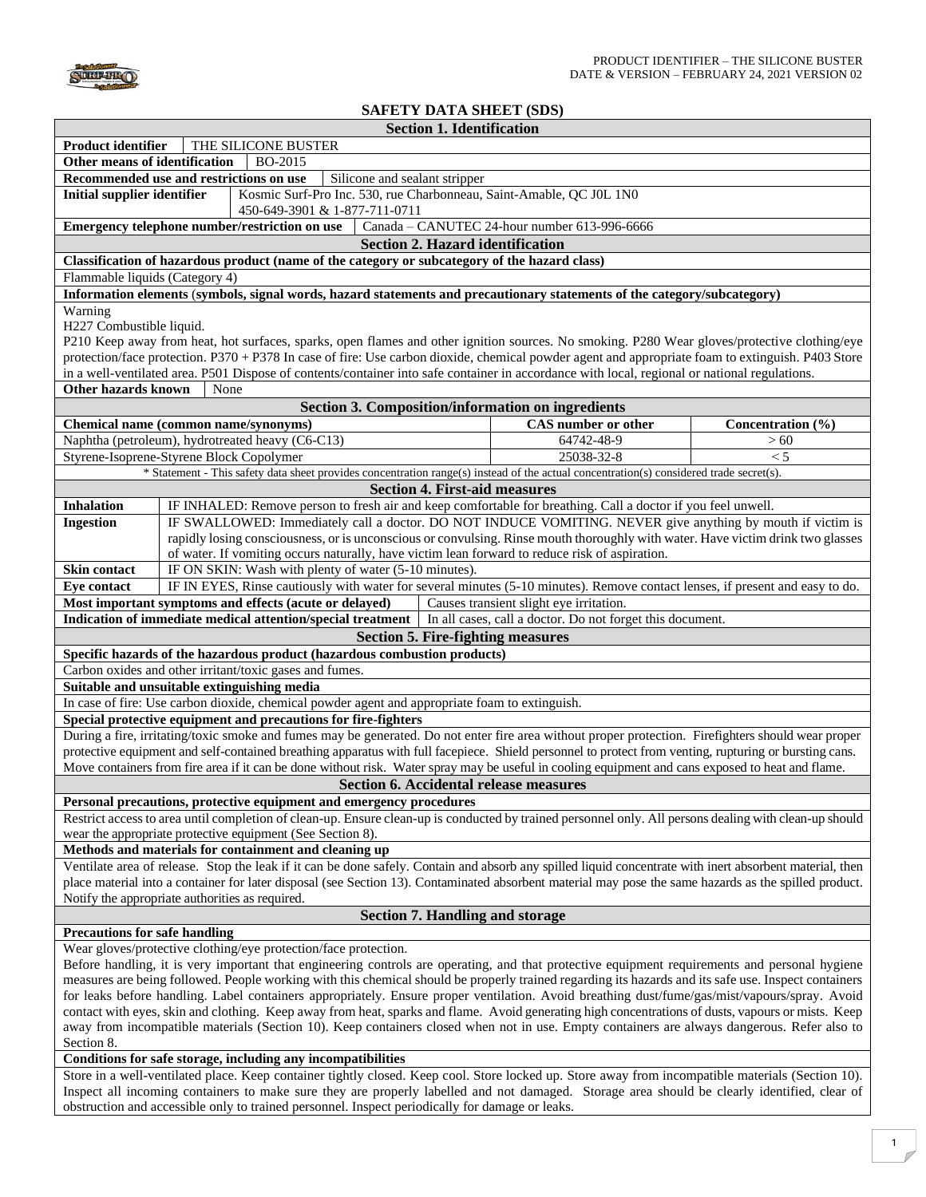PRODUCT IDENTIFIER – THE SILICONE BUSTER
DATE & VERSION – FEBRUARY 24, 2021 VERSION 02

# SAFETY DATA SHEET (SDS)

## Section 1. Identification

**Product identifier**: THE SILICONE BUSTER

**Other means of identification**: BO-2015

**Recommended use and restrictions on use**: Silicone and sealant stripper

**Initial supplier identifier**: Kosmic Surf-Pro Inc. 530, rue Charbonneau, Saint-Amable, QC J0L 1N0
450-649-3901 & 1-877-711-0711

**Emergency telephone number/restriction on use**: Canada – CANUTEC 24-hour number 613-996-6666

## Section 2. Hazard identification

**Classification of hazardous product (name of the category or subcategory of the hazard class)**

Flammable liquids (Category 4)

**Information elements (symbols, signal words, hazard statements and precautionary statements of the category/subcategory)**

Warning
H227 Combustible liquid.
P210 Keep away from heat, hot surfaces, sparks, open flames and other ignition sources. No smoking. P280 Wear gloves/protective clothing/eye protection/face protection. P370 + P378 In case of fire: Use carbon dioxide, chemical powder agent and appropriate foam to extinguish. P403 Store in a well-ventilated area. P501 Dispose of contents/container into safe container in accordance with local, regional or national regulations.

**Other hazards known**: None

## Section 3. Composition/information on ingredients

| Chemical name (common name/synonyms) | CAS number or other | Concentration (%) |
|---|---|---|
| Naphtha (petroleum), hydrotreated heavy (C6-C13) | 64742-48-9 | > 60 |
| Styrene-Isoprene-Styrene Block Copolymer | 25038-32-8 | < 5 |

\* Statement - This safety data sheet provides concentration range(s) instead of the actual concentration(s) considered trade secret(s).

## Section 4. First-aid measures

**Inhalation**: IF INHALED: Remove person to fresh air and keep comfortable for breathing. Call a doctor if you feel unwell.

**Ingestion**: IF SWALLOWED: Immediately call a doctor. DO NOT INDUCE VOMITING. NEVER give anything by mouth if victim is rapidly losing consciousness, or is unconscious or convulsing. Rinse mouth thoroughly with water. Have victim drink two glasses of water. If vomiting occurs naturally, have victim lean forward to reduce risk of aspiration.

**Skin contact**: IF ON SKIN: Wash with plenty of water (5-10 minutes).

**Eye contact**: IF IN EYES, Rinse cautiously with water for several minutes (5-10 minutes). Remove contact lenses, if present and easy to do.

**Most important symptoms and effects (acute or delayed)**: Causes transient slight eye irritation.

**Indication of immediate medical attention/special treatment**: In all cases, call a doctor. Do not forget this document.

## Section 5. Fire-fighting measures

**Specific hazards of the hazardous product (hazardous combustion products)**

Carbon oxides and other irritant/toxic gases and fumes.

**Suitable and unsuitable extinguishing media**

In case of fire: Use carbon dioxide, chemical powder agent and appropriate foam to extinguish.

**Special protective equipment and precautions for fire-fighters**

During a fire, irritating/toxic smoke and fumes may be generated. Do not enter fire area without proper protection. Firefighters should wear proper protective equipment and self-contained breathing apparatus with full facepiece. Shield personnel to protect from venting, rupturing or bursting cans. Move containers from fire area if it can be done without risk. Water spray may be useful in cooling equipment and cans exposed to heat and flame.

## Section 6. Accidental release measures

**Personal precautions, protective equipment and emergency procedures**

Restrict access to area until completion of clean-up. Ensure clean-up is conducted by trained personnel only. All persons dealing with clean-up should wear the appropriate protective equipment (See Section 8).

**Methods and materials for containment and cleaning up**

Ventilate area of release. Stop the leak if it can be done safely. Contain and absorb any spilled liquid concentrate with inert absorbent material, then place material into a container for later disposal (see Section 13). Contaminated absorbent material may pose the same hazards as the spilled product. Notify the appropriate authorities as required.

## Section 7. Handling and storage

**Precautions for safe handling**

Wear gloves/protective clothing/eye protection/face protection.
Before handling, it is very important that engineering controls are operating, and that protective equipment requirements and personal hygiene measures are being followed. People working with this chemical should be properly trained regarding its hazards and its safe use. Inspect containers for leaks before handling. Label containers appropriately. Ensure proper ventilation. Avoid breathing dust/fume/gas/mist/vapours/spray. Avoid contact with eyes, skin and clothing. Keep away from heat, sparks and flame. Avoid generating high concentrations of dusts, vapours or mists. Keep away from incompatible materials (Section 10). Keep containers closed when not in use. Empty containers are always dangerous. Refer also to Section 8.

**Conditions for safe storage, including any incompatibilities**

Store in a well-ventilated place. Keep container tightly closed. Keep cool. Store locked up. Store away from incompatible materials (Section 10). Inspect all incoming containers to make sure they are properly labelled and not damaged. Storage area should be clearly identified, clear of obstruction and accessible only to trained personnel. Inspect periodically for damage or leaks.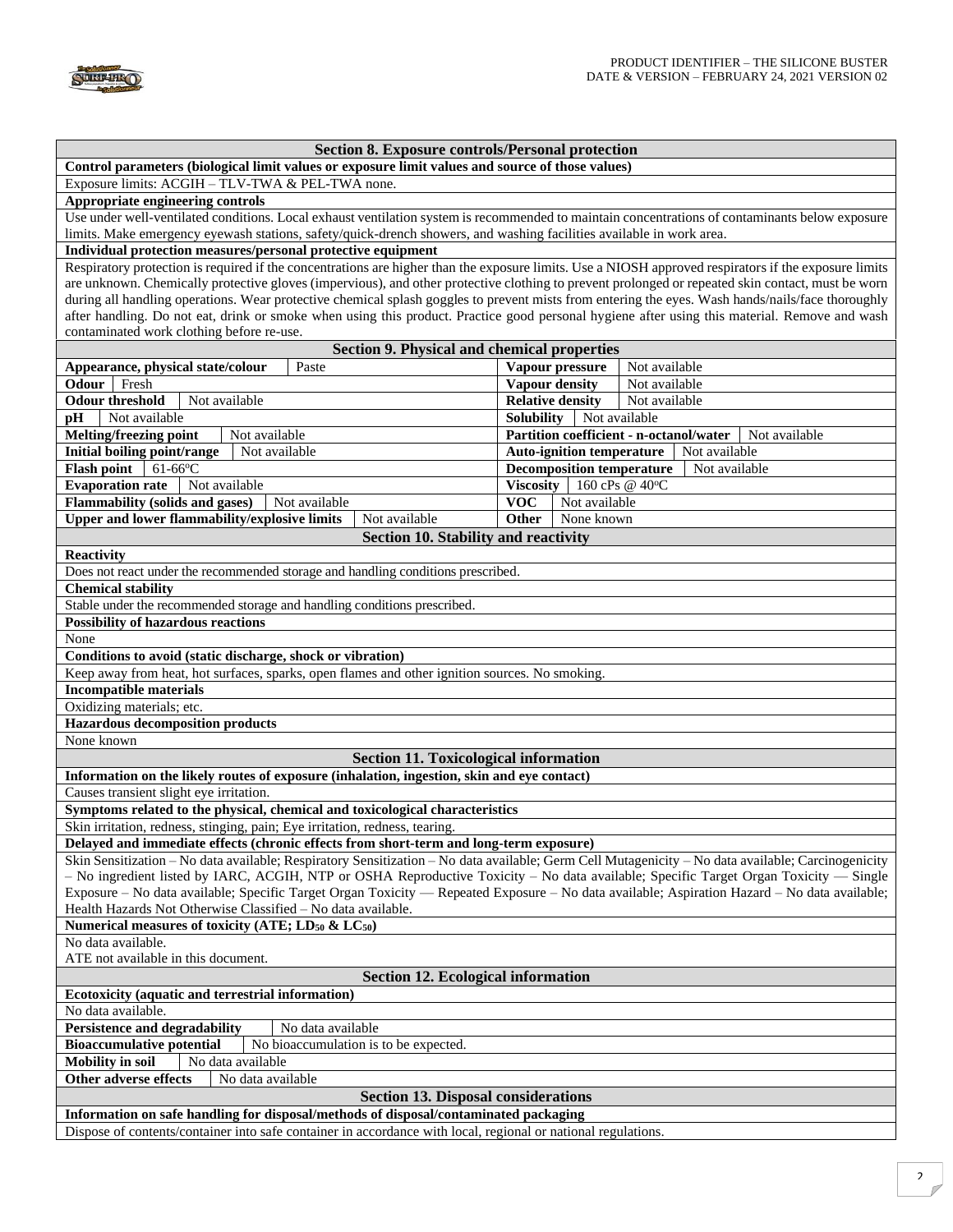## Section 8. Exposure controls/Personal protection

**Control parameters (biological limit values or exposure limit values and source of those values)**

Exposure limits: ACGIH – TLV-TWA & PEL-TWA none.

**Appropriate engineering controls**

Use under well-ventilated conditions. Local exhaust ventilation system is recommended to maintain concentrations of contaminants below exposure limits. Make emergency eyewash stations, safety/quick-drench showers, and washing facilities available in work area.

**Individual protection measures/personal protective equipment**

Respiratory protection is required if the concentrations are higher than the exposure limits. Use a NIOSH approved respirators if the exposure limits are unknown. Chemically protective gloves (impervious), and other protective clothing to prevent prolonged or repeated skin contact, must be worn during all handling operations. Wear protective chemical splash goggles to prevent mists from entering the eyes. Wash hands/nails/face thoroughly after handling. Do not eat, drink or smoke when using this product. Practice good personal hygiene after using this material. Remove and wash contaminated work clothing before re-use.

## Section 9. Physical and chemical properties

| Property | Value | Property | Value |
|---|---|---|---|
| **Appearance, physical state/colour** | Paste | **Vapour pressure** | Not available |
| **Odour** | Fresh | **Vapour density** | Not available |
| **Odour threshold** | Not available | **Relative density** | Not available |
| **pH** | Not available | **Solubility** | Not available |
| **Melting/freezing point** | Not available | **Partition coefficient - n-octanol/water** | Not available |
| **Initial boiling point/range** | Not available | **Auto-ignition temperature** | Not available |
| **Flash point** | 61-66°C | **Decomposition temperature** | Not available |
| **Evaporation rate** | Not available | **Viscosity** | 160 cPs @ 40°C |
| **Flammability (solids and gases)** | Not available | **VOC** | Not available |
| **Upper and lower flammability/explosive limits** | Not available | **Other** | None known |

## Section 10. Stability and reactivity

**Reactivity**

Does not react under the recommended storage and handling conditions prescribed.

**Chemical stability**

Stable under the recommended storage and handling conditions prescribed.

**Possibility of hazardous reactions**

None

**Conditions to avoid (static discharge, shock or vibration)**

Keep away from heat, hot surfaces, sparks, open flames and other ignition sources. No smoking.

**Incompatible materials**

Oxidizing materials; etc.

**Hazardous decomposition products**

None known

## Section 11. Toxicological information

**Information on the likely routes of exposure (inhalation, ingestion, skin and eye contact)**

Causes transient slight eye irritation.

**Symptoms related to the physical, chemical and toxicological characteristics**

Skin irritation, redness, stinging, pain; Eye irritation, redness, tearing.

**Delayed and immediate effects (chronic effects from short-term and long-term exposure)**

Skin Sensitization – No data available; Respiratory Sensitization – No data available; Germ Cell Mutagenicity – No data available; Carcinogenicity – No ingredient listed by IARC, ACGIH, NTP or OSHA Reproductive Toxicity – No data available; Specific Target Organ Toxicity — Single Exposure – No data available; Specific Target Organ Toxicity — Repeated Exposure – No data available; Aspiration Hazard – No data available; Health Hazards Not Otherwise Classified – No data available.

**Numerical measures of toxicity (ATE; $LD_{50}$ & $LC_{50}$)**

No data available.
ATE not available in this document.

## Section 12. Ecological information

**Ecotoxicity (aquatic and terrestrial information)**

No data available.

**Persistence and degradability**: No data available

**Bioaccumulative potential**: No bioaccumulation is to be expected.

**Mobility in soil**: No data available

**Other adverse effects**: No data available

## Section 13. Disposal considerations

**Information on safe handling for disposal/methods of disposal/contaminated packaging**

Dispose of contents/container into safe container in accordance with local, regional or national regulations.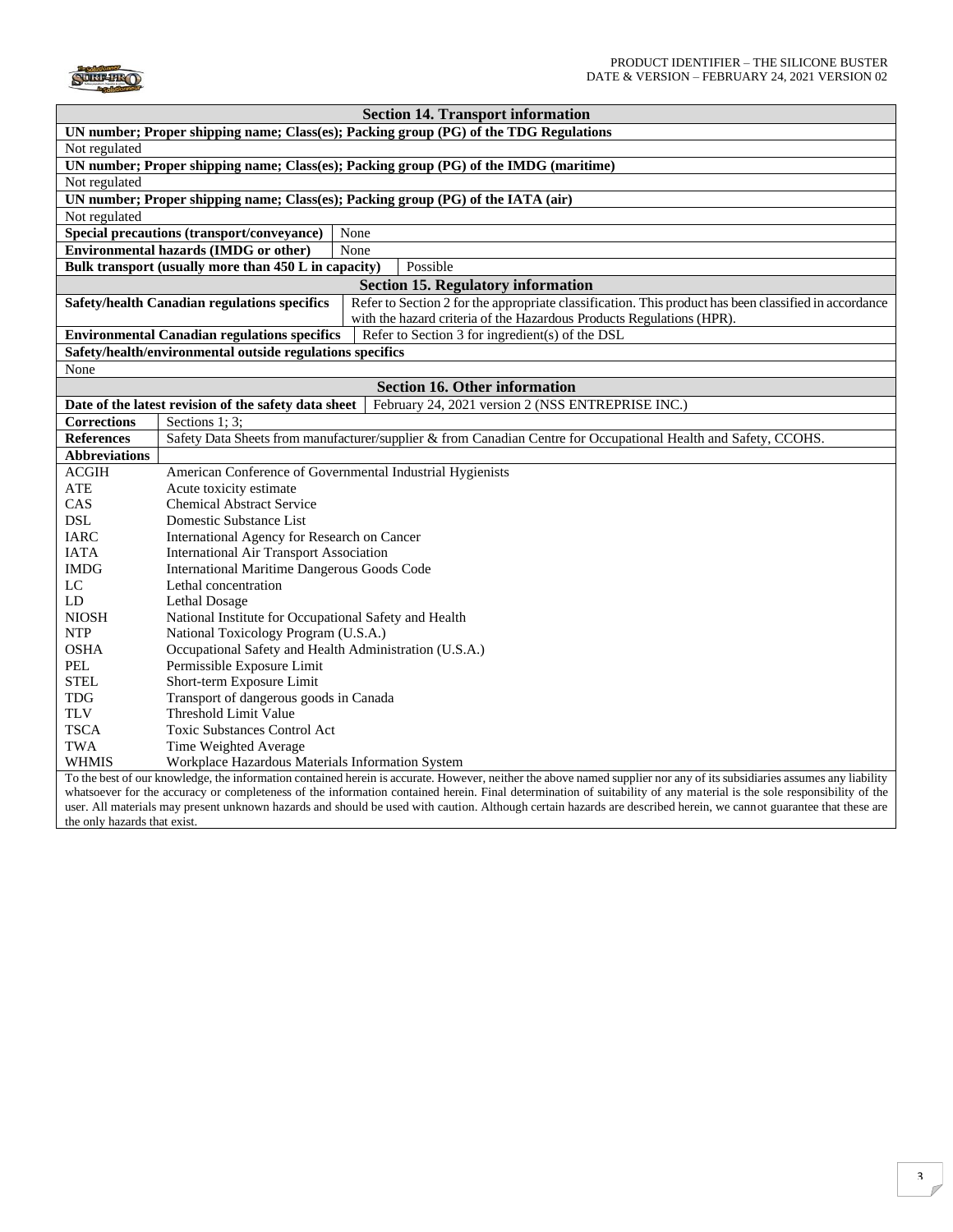## Section 14. Transport information

**UN number; Proper shipping name; Class(es); Packing group (PG) of the TDG Regulations**

Not regulated

**UN number; Proper shipping name; Class(es); Packing group (PG) of the IMDG (maritime)**

Not regulated

**UN number; Proper shipping name; Class(es); Packing group (PG) of the IATA (air)**

Not regulated

| | |
|---|---|
| **Special precautions (transport/conveyance)** | None |
| **Environmental hazards (IMDG or other)** | None |
| **Bulk transport (usually more than 450 L in capacity)** | Possible |

## Section 15. Regulatory information

| | |
|---|---|
| **Safety/health Canadian regulations specifics** | Refer to Section 2 for the appropriate classification. This product has been classified in accordance with the hazard criteria of the Hazardous Products Regulations (HPR). |
| **Environmental Canadian regulations specifics** | Refer to Section 3 for ingredient(s) of the DSL |

**Safety/health/environmental outside regulations specifics**

None

## Section 16. Other information

| | |
|---|---|
| **Date of the latest revision of the safety data sheet** | February 24, 2021 version 2 (NSS ENTREPRISE INC.) |
| **Corrections** | Sections 1; 3; |
| **References** | Safety Data Sheets from manufacturer/supplier & from Canadian Centre for Occupational Health and Safety, CCOHS. |
| **Abbreviations** | |
| ACGIH | American Conference of Governmental Industrial Hygienists |
| ATE | Acute toxicity estimate |
| CAS | Chemical Abstract Service |
| DSL | Domestic Substance List |
| IARC | International Agency for Research on Cancer |
| IATA | International Air Transport Association |
| IMDG | International Maritime Dangerous Goods Code |
| LC | Lethal concentration |
| LD | Lethal Dosage |
| NIOSH | National Institute for Occupational Safety and Health |
| NTP | National Toxicology Program (U.S.A.) |
| OSHA | Occupational Safety and Health Administration (U.S.A.) |
| PEL | Permissible Exposure Limit |
| STEL | Short-term Exposure Limit |
| TDG | Transport of dangerous goods in Canada |
| TLV | Threshold Limit Value |
| TSCA | Toxic Substances Control Act |
| TWA | Time Weighted Average |
| WHMIS | Workplace Hazardous Materials Information System |

To the best of our knowledge, the information contained herein is accurate. However, neither the above named supplier nor any of its subsidiaries assumes any liability whatsoever for the accuracy or completeness of the information contained herein. Final determination of suitability of any material is the sole responsibility of the user. All materials may present unknown hazards and should be used with caution. Although certain hazards are described herein, we cannot guarantee that these are the only hazards that exist.